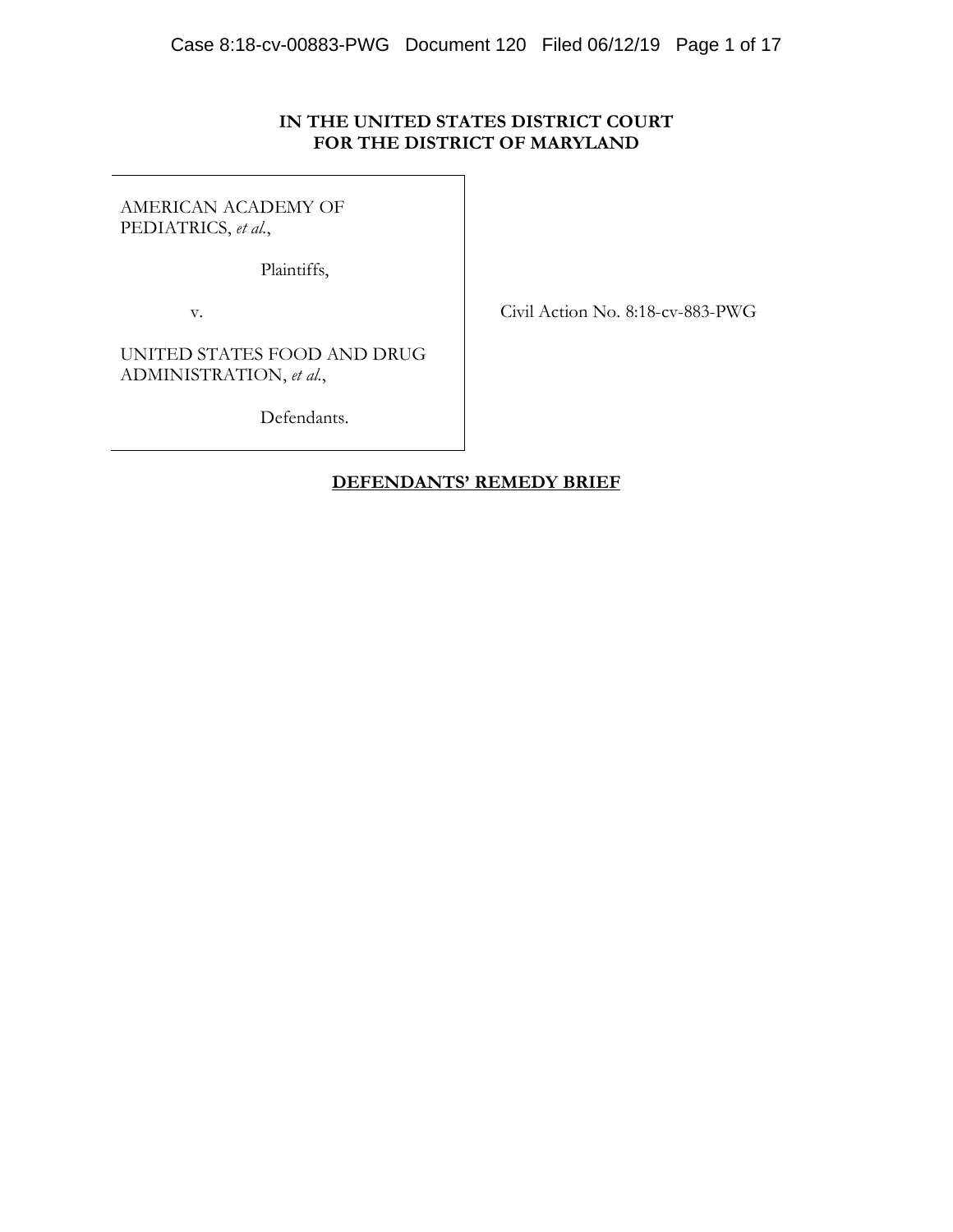**IN THE UNITED STATES DISTRICT COURT**
**FOR THE DISTRICT OF MARYLAND**

| | |
|---|---|
| AMERICAN ACADEMY OF PEDIATRICS, *et al.*,<br><br>Plaintiffs,<br><br>v.<br><br>UNITED STATES FOOD AND DRUG ADMINISTRATION, *et al.*,<br><br>Defendants. | Civil Action No. 8:18-cv-883-PWG |

**DEFENDANTS' REMEDY BRIEF**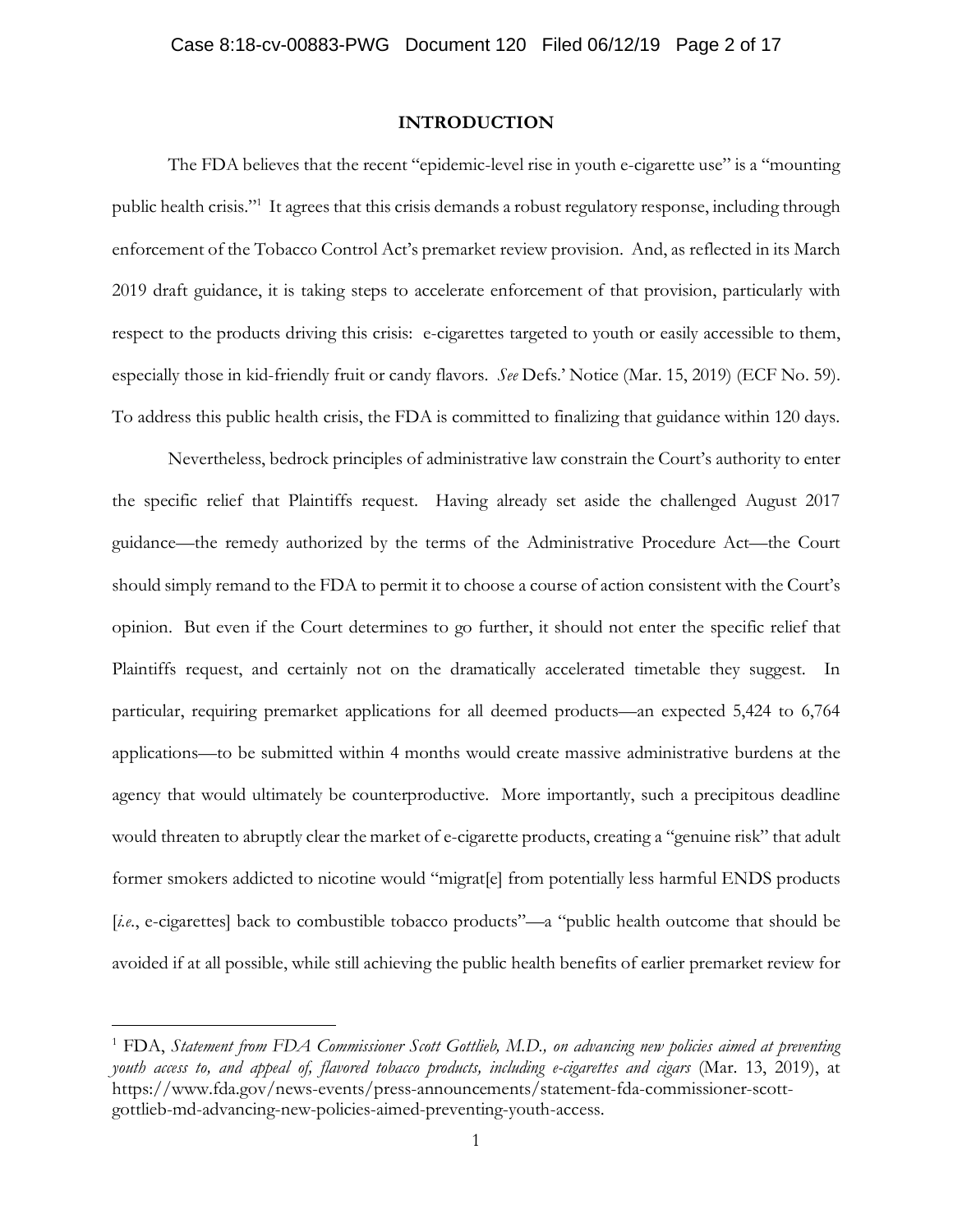## INTRODUCTION

The FDA believes that the recent "epidemic-level rise in youth e-cigarette use" is a "mounting public health crisis."[1] It agrees that this crisis demands a robust regulatory response, including through enforcement of the Tobacco Control Act's premarket review provision. And, as reflected in its March 2019 draft guidance, it is taking steps to accelerate enforcement of that provision, particularly with respect to the products driving this crisis: e-cigarettes targeted to youth or easily accessible to them, especially those in kid-friendly fruit or candy flavors. *See* Defs.' Notice (Mar. 15, 2019) (ECF No. 59). To address this public health crisis, the FDA is committed to finalizing that guidance within 120 days.

Nevertheless, bedrock principles of administrative law constrain the Court's authority to enter the specific relief that Plaintiffs request. Having already set aside the challenged August 2017 guidance—the remedy authorized by the terms of the Administrative Procedure Act—the Court should simply remand to the FDA to permit it to choose a course of action consistent with the Court's opinion. But even if the Court determines to go further, it should not enter the specific relief that Plaintiffs request, and certainly not on the dramatically accelerated timetable they suggest. In particular, requiring premarket applications for all deemed products—an expected 5,424 to 6,764 applications—to be submitted within 4 months would create massive administrative burdens at the agency that would ultimately be counterproductive. More importantly, such a precipitous deadline would threaten to abruptly clear the market of e-cigarette products, creating a "genuine risk" that adult former smokers addicted to nicotine would "migrat[e] from potentially less harmful ENDS products [*i.e.*, e-cigarettes] back to combustible tobacco products"—a "public health outcome that should be avoided if at all possible, while still achieving the public health benefits of earlier premarket review for

---

[1] FDA, *Statement from FDA Commissioner Scott Gottlieb, M.D., on advancing new policies aimed at preventing youth access to, and appeal of, flavored tobacco products, including e-cigarettes and cigars* (Mar. 13, 2019), at https://www.fda.gov/news-events/press-announcements/statement-fda-commissioner-scott-gottlieb-md-advancing-new-policies-aimed-preventing-youth-access.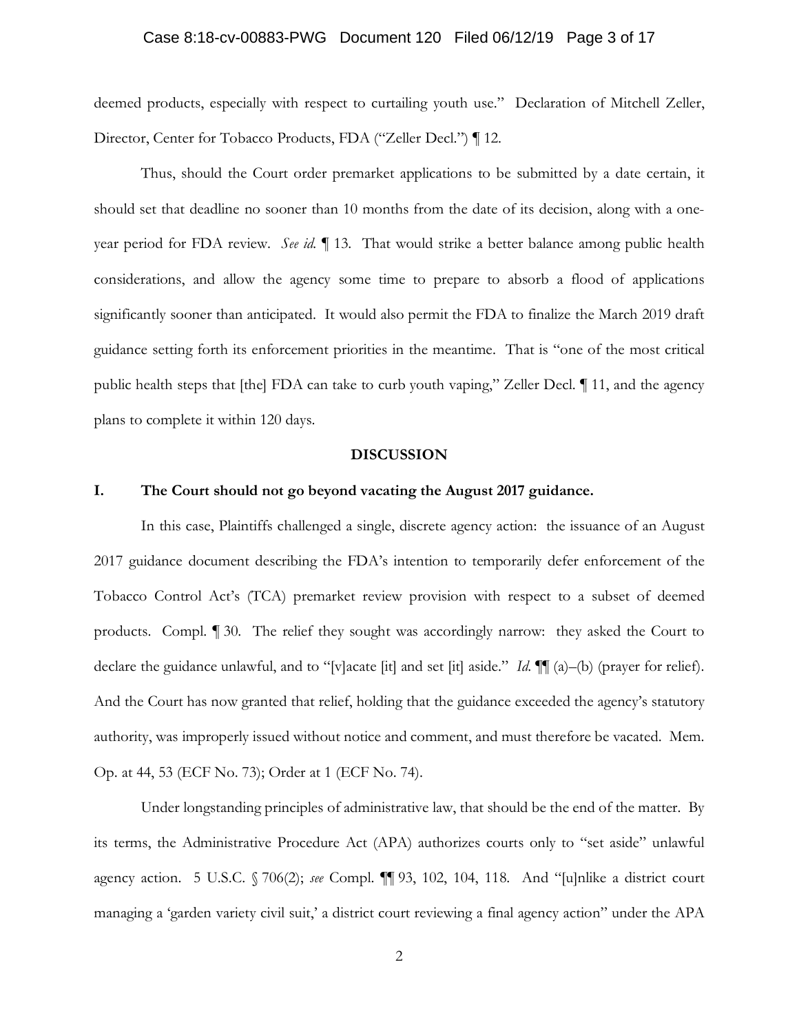deemed products, especially with respect to curtailing youth use." Declaration of Mitchell Zeller, Director, Center for Tobacco Products, FDA ("Zeller Decl.") ¶ 12.

Thus, should the Court order premarket applications to be submitted by a date certain, it should set that deadline no sooner than 10 months from the date of its decision, along with a one-year period for FDA review. *See id.* ¶ 13. That would strike a better balance among public health considerations, and allow the agency some time to prepare to absorb a flood of applications significantly sooner than anticipated. It would also permit the FDA to finalize the March 2019 draft guidance setting forth its enforcement priorities in the meantime. That is "one of the most critical public health steps that [the] FDA can take to curb youth vaping," Zeller Decl. ¶ 11, and the agency plans to complete it within 120 days.

## DISCUSSION

### I. The Court should not go beyond vacating the August 2017 guidance.

In this case, Plaintiffs challenged a single, discrete agency action: the issuance of an August 2017 guidance document describing the FDA's intention to temporarily defer enforcement of the Tobacco Control Act's (TCA) premarket review provision with respect to a subset of deemed products. Compl. ¶ 30. The relief they sought was accordingly narrow: they asked the Court to declare the guidance unlawful, and to "[v]acate [it] and set [it] aside." *Id.* ¶¶ (a)–(b) (prayer for relief). And the Court has now granted that relief, holding that the guidance exceeded the agency's statutory authority, was improperly issued without notice and comment, and must therefore be vacated. Mem. Op. at 44, 53 (ECF No. 73); Order at 1 (ECF No. 74).

Under longstanding principles of administrative law, that should be the end of the matter. By its terms, the Administrative Procedure Act (APA) authorizes courts only to "set aside" unlawful agency action. 5 U.S.C. § 706(2); *see* Compl. ¶¶ 93, 102, 104, 118. And "[u]nlike a district court managing a 'garden variety civil suit,' a district court reviewing a final agency action" under the APA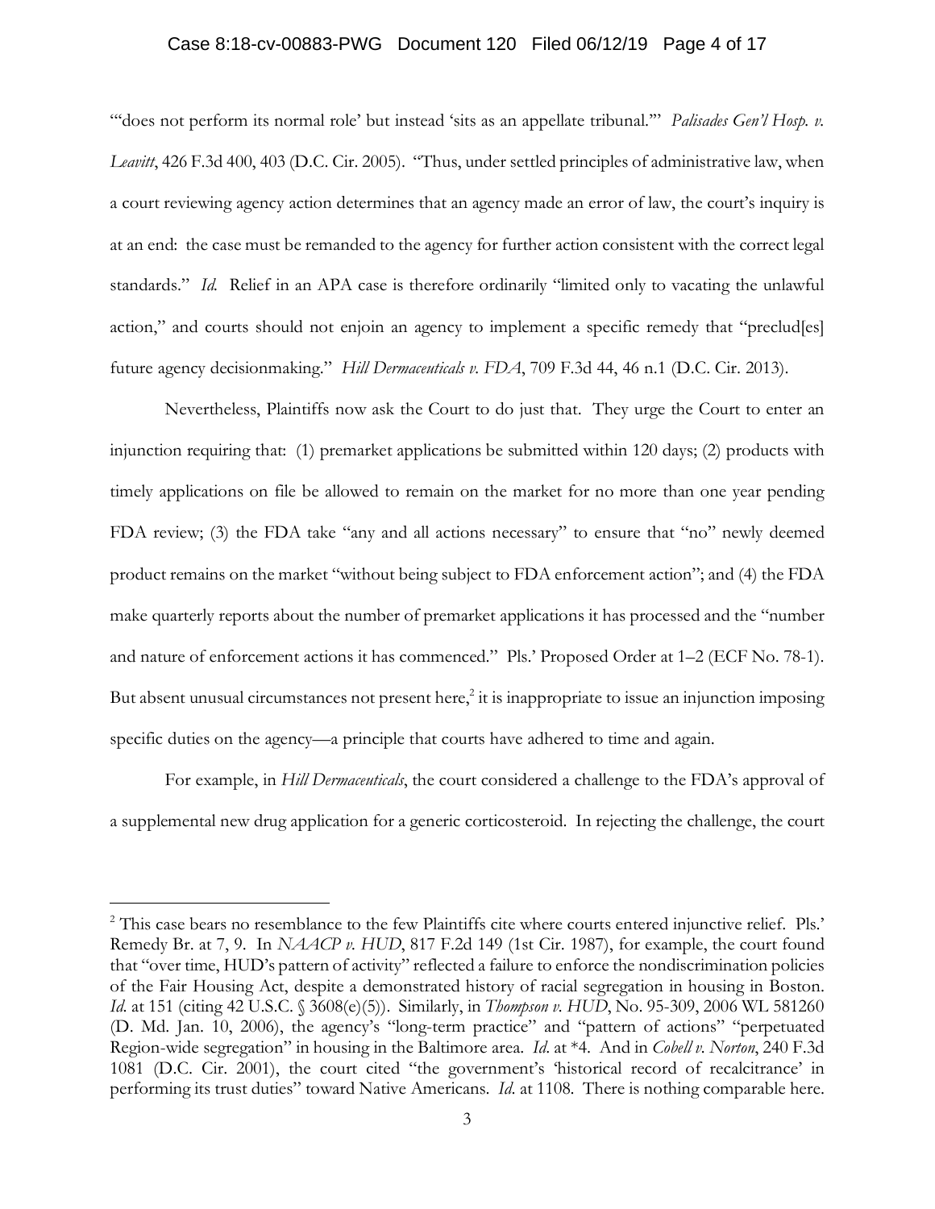"'does not perform its normal role' but instead 'sits as an appellate tribunal.'" *Palisades Gen'l Hosp. v. Leavitt*, 426 F.3d 400, 403 (D.C. Cir. 2005). "Thus, under settled principles of administrative law, when a court reviewing agency action determines that an agency made an error of law, the court's inquiry is at an end: the case must be remanded to the agency for further action consistent with the correct legal standards." *Id.* Relief in an APA case is therefore ordinarily "limited only to vacating the unlawful action," and courts should not enjoin an agency to implement a specific remedy that "preclud[es] future agency decisionmaking." *Hill Dermaceuticals v. FDA*, 709 F.3d 44, 46 n.1 (D.C. Cir. 2013).

Nevertheless, Plaintiffs now ask the Court to do just that. They urge the Court to enter an injunction requiring that: (1) premarket applications be submitted within 120 days; (2) products with timely applications on file be allowed to remain on the market for no more than one year pending FDA review; (3) the FDA take "any and all actions necessary" to ensure that "no" newly deemed product remains on the market "without being subject to FDA enforcement action"; and (4) the FDA make quarterly reports about the number of premarket applications it has processed and the "number and nature of enforcement actions it has commenced." Pls.' Proposed Order at 1–2 (ECF No. 78-1). But absent unusual circumstances not present here,[2] it is inappropriate to issue an injunction imposing specific duties on the agency—a principle that courts have adhered to time and again.

For example, in *Hill Dermaceuticals*, the court considered a challenge to the FDA's approval of a supplemental new drug application for a generic corticosteroid. In rejecting the challenge, the court

---

[2] This case bears no resemblance to the few Plaintiffs cite where courts entered injunctive relief. Pls.' Remedy Br. at 7, 9. In *NAACP v. HUD*, 817 F.2d 149 (1st Cir. 1987), for example, the court found that "over time, HUD's pattern of activity" reflected a failure to enforce the nondiscrimination policies of the Fair Housing Act, despite a demonstrated history of racial segregation in housing in Boston. *Id.* at 151 (citing 42 U.S.C. § 3608(e)(5)). Similarly, in *Thompson v. HUD*, No. 95-309, 2006 WL 581260 (D. Md. Jan. 10, 2006), the agency's "long-term practice" and "pattern of actions" "perpetuated Region-wide segregation" in housing in the Baltimore area. *Id.* at *4. And in *Cobell v. Norton*, 240 F.3d 1081 (D.C. Cir. 2001), the court cited "the government's 'historical record of recalcitrance' in performing its trust duties" toward Native Americans. *Id.* at 1108. There is nothing comparable here.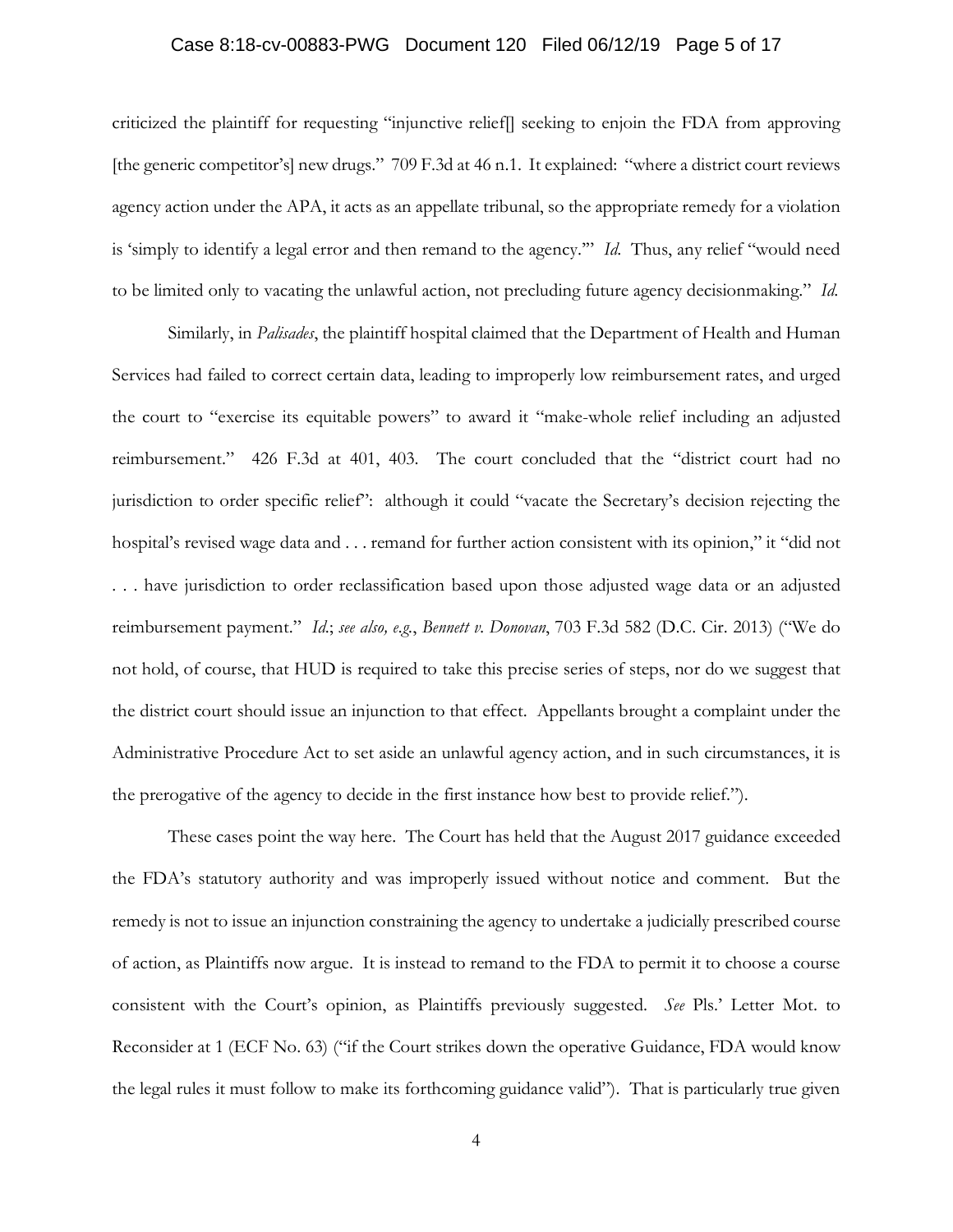criticized the plaintiff for requesting "injunctive relief[] seeking to enjoin the FDA from approving [the generic competitor's] new drugs." 709 F.3d at 46 n.1. It explained: "where a district court reviews agency action under the APA, it acts as an appellate tribunal, so the appropriate remedy for a violation is 'simply to identify a legal error and then remand to the agency.'" *Id.* Thus, any relief "would need to be limited only to vacating the unlawful action, not precluding future agency decisionmaking." *Id.*

Similarly, in *Palisades*, the plaintiff hospital claimed that the Department of Health and Human Services had failed to correct certain data, leading to improperly low reimbursement rates, and urged the court to "exercise its equitable powers" to award it "make-whole relief including an adjusted reimbursement." 426 F.3d at 401, 403. The court concluded that the "district court had no jurisdiction to order specific relief": although it could "vacate the Secretary's decision rejecting the hospital's revised wage data and . . . remand for further action consistent with its opinion," it "did not . . . have jurisdiction to order reclassification based upon those adjusted wage data or an adjusted reimbursement payment." *Id.*; *see also, e.g.*, *Bennett v. Donovan*, 703 F.3d 582 (D.C. Cir. 2013) ("We do not hold, of course, that HUD is required to take this precise series of steps, nor do we suggest that the district court should issue an injunction to that effect. Appellants brought a complaint under the Administrative Procedure Act to set aside an unlawful agency action, and in such circumstances, it is the prerogative of the agency to decide in the first instance how best to provide relief.").

These cases point the way here. The Court has held that the August 2017 guidance exceeded the FDA's statutory authority and was improperly issued without notice and comment. But the remedy is not to issue an injunction constraining the agency to undertake a judicially prescribed course of action, as Plaintiffs now argue. It is instead to remand to the FDA to permit it to choose a course consistent with the Court's opinion, as Plaintiffs previously suggested. *See* Pls.' Letter Mot. to Reconsider at 1 (ECF No. 63) ("if the Court strikes down the operative Guidance, FDA would know the legal rules it must follow to make its forthcoming guidance valid"). That is particularly true given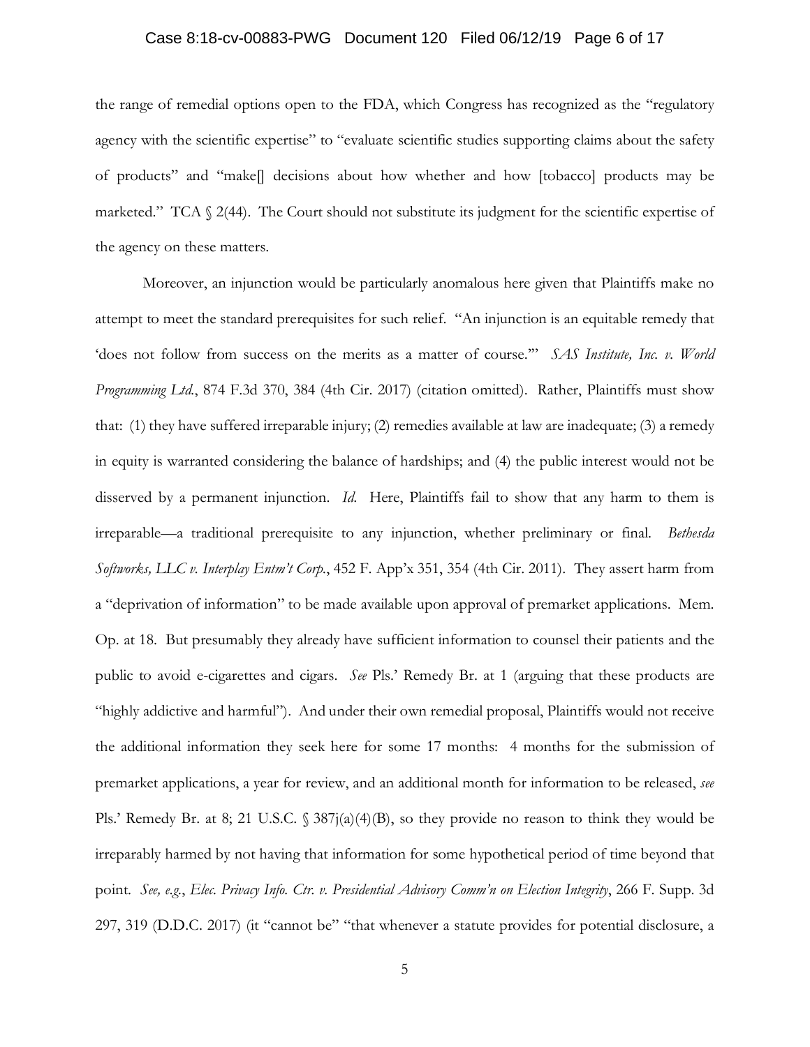the range of remedial options open to the FDA, which Congress has recognized as the "regulatory agency with the scientific expertise" to "evaluate scientific studies supporting claims about the safety of products" and "make[] decisions about how whether and how [tobacco] products may be marketed." TCA § 2(44). The Court should not substitute its judgment for the scientific expertise of the agency on these matters.

Moreover, an injunction would be particularly anomalous here given that Plaintiffs make no attempt to meet the standard prerequisites for such relief. "An injunction is an equitable remedy that 'does not follow from success on the merits as a matter of course.'" *SAS Institute, Inc. v. World Programming Ltd.*, 874 F.3d 370, 384 (4th Cir. 2017) (citation omitted). Rather, Plaintiffs must show that: (1) they have suffered irreparable injury; (2) remedies available at law are inadequate; (3) a remedy in equity is warranted considering the balance of hardships; and (4) the public interest would not be disserved by a permanent injunction. *Id.* Here, Plaintiffs fail to show that any harm to them is irreparable—a traditional prerequisite to any injunction, whether preliminary or final. *Bethesda Softworks, LLC v. Interplay Entm't Corp.*, 452 F. App'x 351, 354 (4th Cir. 2011). They assert harm from a "deprivation of information" to be made available upon approval of premarket applications. Mem. Op. at 18. But presumably they already have sufficient information to counsel their patients and the public to avoid e-cigarettes and cigars. *See* Pls.' Remedy Br. at 1 (arguing that these products are "highly addictive and harmful"). And under their own remedial proposal, Plaintiffs would not receive the additional information they seek here for some 17 months: 4 months for the submission of premarket applications, a year for review, and an additional month for information to be released, *see* Pls.' Remedy Br. at 8; 21 U.S.C. § 387j(a)(4)(B), so they provide no reason to think they would be irreparably harmed by not having that information for some hypothetical period of time beyond that point. *See, e.g.*, *Elec. Privacy Info. Ctr. v. Presidential Advisory Comm'n on Election Integrity*, 266 F. Supp. 3d 297, 319 (D.D.C. 2017) (it "cannot be" "that whenever a statute provides for potential disclosure, a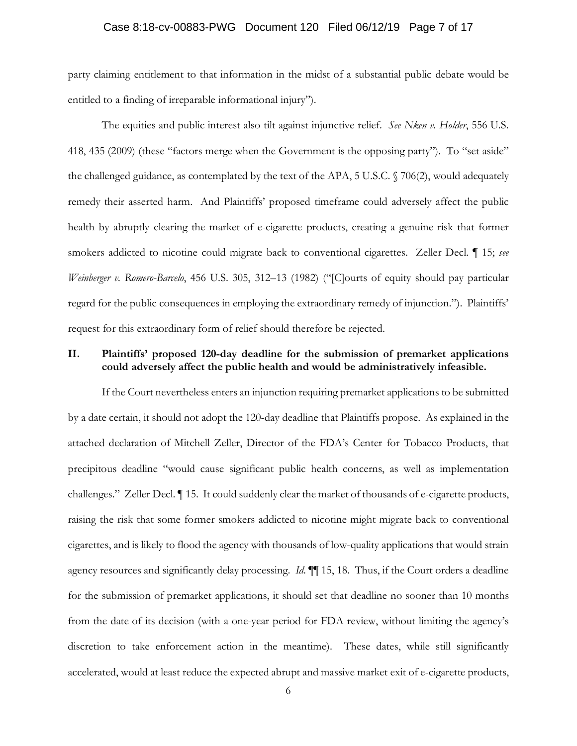party claiming entitlement to that information in the midst of a substantial public debate would be entitled to a finding of irreparable informational injury").

The equities and public interest also tilt against injunctive relief. *See Nken v. Holder*, 556 U.S. 418, 435 (2009) (these "factors merge when the Government is the opposing party"). To "set aside" the challenged guidance, as contemplated by the text of the APA, 5 U.S.C. § 706(2), would adequately remedy their asserted harm. And Plaintiffs' proposed timeframe could adversely affect the public health by abruptly clearing the market of e-cigarette products, creating a genuine risk that former smokers addicted to nicotine could migrate back to conventional cigarettes. Zeller Decl. ¶ 15; *see Weinberger v. Romero-Barcelo*, 456 U.S. 305, 312–13 (1982) ("[C]ourts of equity should pay particular regard for the public consequences in employing the extraordinary remedy of injunction."). Plaintiffs' request for this extraordinary form of relief should therefore be rejected.

## II. Plaintiffs' proposed 120-day deadline for the submission of premarket applications could adversely affect the public health and would be administratively infeasible.

If the Court nevertheless enters an injunction requiring premarket applications to be submitted by a date certain, it should not adopt the 120-day deadline that Plaintiffs propose. As explained in the attached declaration of Mitchell Zeller, Director of the FDA's Center for Tobacco Products, that precipitous deadline "would cause significant public health concerns, as well as implementation challenges." Zeller Decl. ¶ 15. It could suddenly clear the market of thousands of e-cigarette products, raising the risk that some former smokers addicted to nicotine might migrate back to conventional cigarettes, and is likely to flood the agency with thousands of low-quality applications that would strain agency resources and significantly delay processing. *Id.* ¶¶ 15, 18. Thus, if the Court orders a deadline for the submission of premarket applications, it should set that deadline no sooner than 10 months from the date of its decision (with a one-year period for FDA review, without limiting the agency's discretion to take enforcement action in the meantime). These dates, while still significantly accelerated, would at least reduce the expected abrupt and massive market exit of e-cigarette products,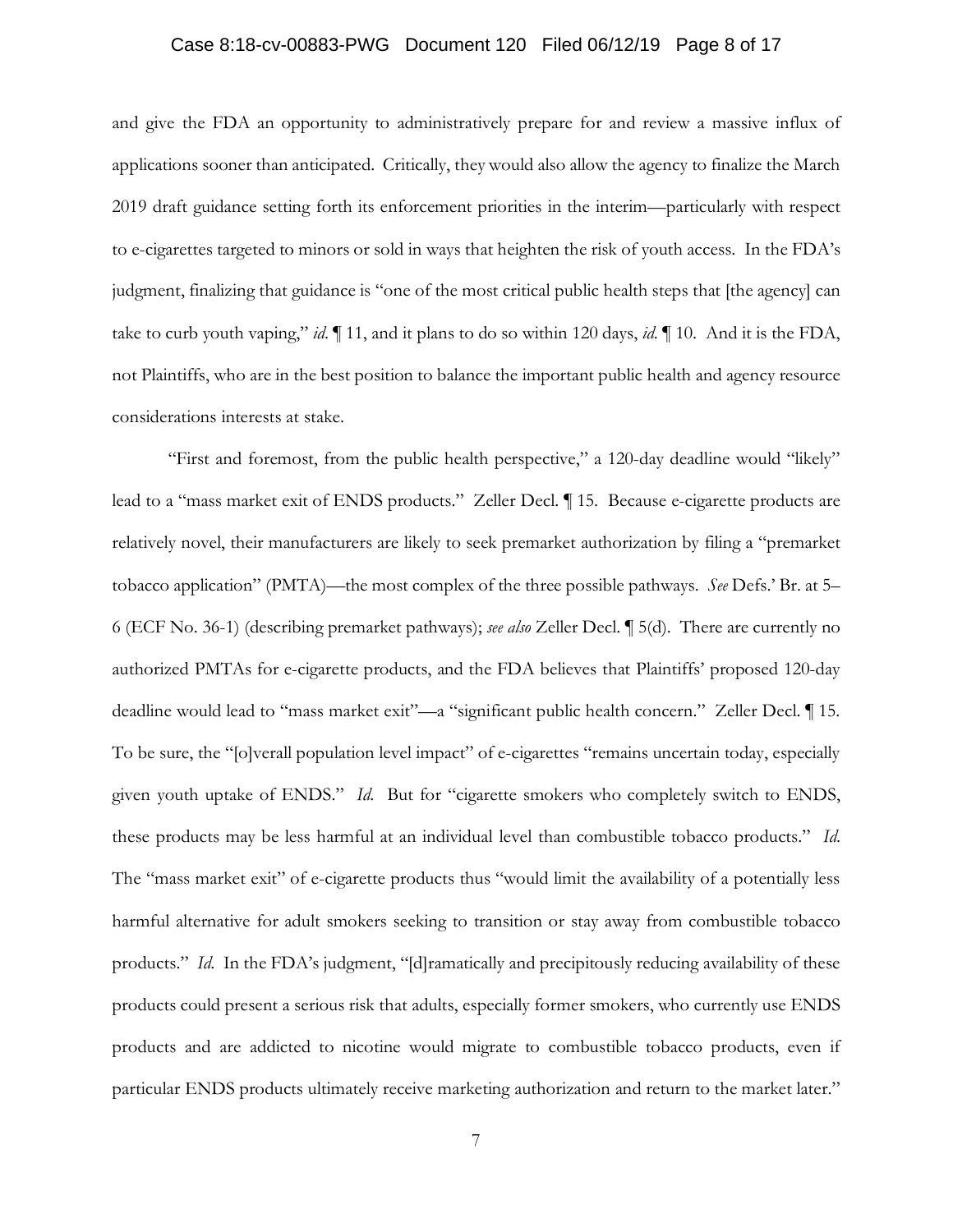and give the FDA an opportunity to administratively prepare for and review a massive influx of applications sooner than anticipated. Critically, they would also allow the agency to finalize the March 2019 draft guidance setting forth its enforcement priorities in the interim—particularly with respect to e-cigarettes targeted to minors or sold in ways that heighten the risk of youth access. In the FDA's judgment, finalizing that guidance is "one of the most critical public health steps that [the agency] can take to curb youth vaping," *id.* ¶ 11, and it plans to do so within 120 days, *id.* ¶ 10. And it is the FDA, not Plaintiffs, who are in the best position to balance the important public health and agency resource considerations interests at stake.

"First and foremost, from the public health perspective," a 120-day deadline would "likely" lead to a "mass market exit of ENDS products." Zeller Decl. ¶ 15. Because e-cigarette products are relatively novel, their manufacturers are likely to seek premarket authorization by filing a "premarket tobacco application" (PMTA)—the most complex of the three possible pathways. *See* Defs.' Br. at 5–6 (ECF No. 36-1) (describing premarket pathways); *see also* Zeller Decl. ¶ 5(d). There are currently no authorized PMTAs for e-cigarette products, and the FDA believes that Plaintiffs' proposed 120-day deadline would lead to "mass market exit"—a "significant public health concern." Zeller Decl. ¶ 15. To be sure, the "[o]verall population level impact" of e-cigarettes "remains uncertain today, especially given youth uptake of ENDS." *Id.* But for "cigarette smokers who completely switch to ENDS, these products may be less harmful at an individual level than combustible tobacco products." *Id.* The "mass market exit" of e-cigarette products thus "would limit the availability of a potentially less harmful alternative for adult smokers seeking to transition or stay away from combustible tobacco products." *Id.* In the FDA's judgment, "[d]ramatically and precipitously reducing availability of these products could present a serious risk that adults, especially former smokers, who currently use ENDS products and are addicted to nicotine would migrate to combustible tobacco products, even if particular ENDS products ultimately receive marketing authorization and return to the market later."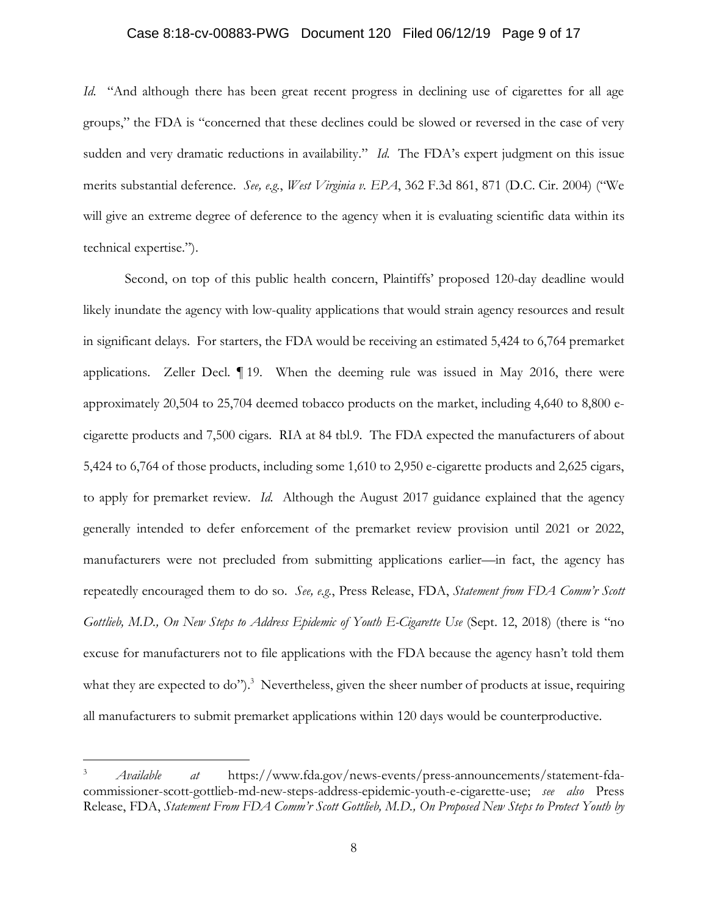*Id.* "And although there has been great recent progress in declining use of cigarettes for all age groups," the FDA is "concerned that these declines could be slowed or reversed in the case of very sudden and very dramatic reductions in availability." *Id.* The FDA's expert judgment on this issue merits substantial deference. *See, e.g.*, *West Virginia v. EPA*, 362 F.3d 861, 871 (D.C. Cir. 2004) ("We will give an extreme degree of deference to the agency when it is evaluating scientific data within its technical expertise.").

Second, on top of this public health concern, Plaintiffs' proposed 120-day deadline would likely inundate the agency with low-quality applications that would strain agency resources and result in significant delays. For starters, the FDA would be receiving an estimated 5,424 to 6,764 premarket applications. Zeller Decl. ¶ 19. When the deeming rule was issued in May 2016, there were approximately 20,504 to 25,704 deemed tobacco products on the market, including 4,640 to 8,800 e-cigarette products and 7,500 cigars. RIA at 84 tbl.9. The FDA expected the manufacturers of about 5,424 to 6,764 of those products, including some 1,610 to 2,950 e-cigarette products and 2,625 cigars, to apply for premarket review. *Id.* Although the August 2017 guidance explained that the agency generally intended to defer enforcement of the premarket review provision until 2021 or 2022, manufacturers were not precluded from submitting applications earlier—in fact, the agency has repeatedly encouraged them to do so. *See, e.g.*, Press Release, FDA, *Statement from FDA Comm'r Scott Gottlieb, M.D., On New Steps to Address Epidemic of Youth E-Cigarette Use* (Sept. 12, 2018) (there is "no excuse for manufacturers not to file applications with the FDA because the agency hasn't told them what they are expected to do").[3] Nevertheless, given the sheer number of products at issue, requiring all manufacturers to submit premarket applications within 120 days would be counterproductive.

---

[3] *Available at* https://www.fda.gov/news-events/press-announcements/statement-fda-commissioner-scott-gottlieb-md-new-steps-address-epidemic-youth-e-cigarette-use; *see also* Press Release, FDA, *Statement From FDA Comm'r Scott Gottlieb, M.D., On Proposed New Steps to Protect Youth by*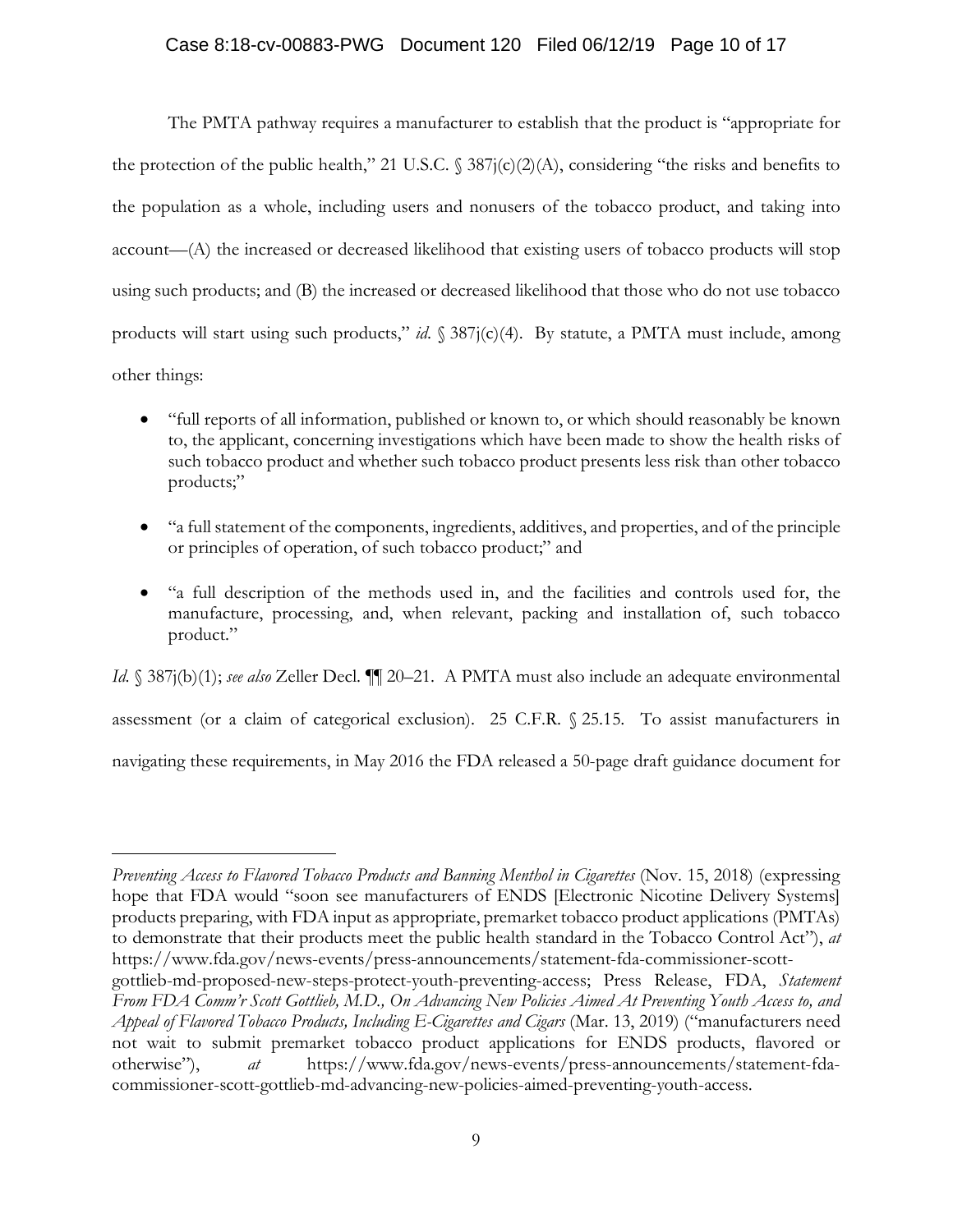The PMTA pathway requires a manufacturer to establish that the product is "appropriate for the protection of the public health," 21 U.S.C. § 387j(c)(2)(A), considering "the risks and benefits to the population as a whole, including users and nonusers of the tobacco product, and taking into account—(A) the increased or decreased likelihood that existing users of tobacco products will stop using such products; and (B) the increased or decreased likelihood that those who do not use tobacco products will start using such products," *id.* § 387j(c)(4). By statute, a PMTA must include, among other things:

- "full reports of all information, published or known to, or which should reasonably be known to, the applicant, concerning investigations which have been made to show the health risks of such tobacco product and whether such tobacco product presents less risk than other tobacco products;"
- "a full statement of the components, ingredients, additives, and properties, and of the principle or principles of operation, of such tobacco product;" and
- "a full description of the methods used in, and the facilities and controls used for, the manufacture, processing, and, when relevant, packing and installation of, such tobacco product."

*Id.* § 387j(b)(1); *see also* Zeller Decl. ¶¶ 20–21. A PMTA must also include an adequate environmental assessment (or a claim of categorical exclusion). 25 C.F.R. § 25.15. To assist manufacturers in navigating these requirements, in May 2016 the FDA released a 50-page draft guidance document for

---

*Preventing Access to Flavored Tobacco Products and Banning Menthol in Cigarettes* (Nov. 15, 2018) (expressing hope that FDA would "soon see manufacturers of ENDS [Electronic Nicotine Delivery Systems] products preparing, with FDA input as appropriate, premarket tobacco product applications (PMTAs) to demonstrate that their products meet the public health standard in the Tobacco Control Act"), *at* https://www.fda.gov/news-events/press-announcements/statement-fda-commissioner-scott-gottlieb-md-proposed-new-steps-protect-youth-preventing-access; Press Release, FDA, *Statement From FDA Comm'r Scott Gottlieb, M.D., On Advancing New Policies Aimed At Preventing Youth Access to, and Appeal of Flavored Tobacco Products, Including E-Cigarettes and Cigars* (Mar. 13, 2019) ("manufacturers need not wait to submit premarket tobacco product applications for ENDS products, flavored or otherwise"), *at* https://www.fda.gov/news-events/press-announcements/statement-fda-commissioner-scott-gottlieb-md-advancing-new-policies-aimed-preventing-youth-access.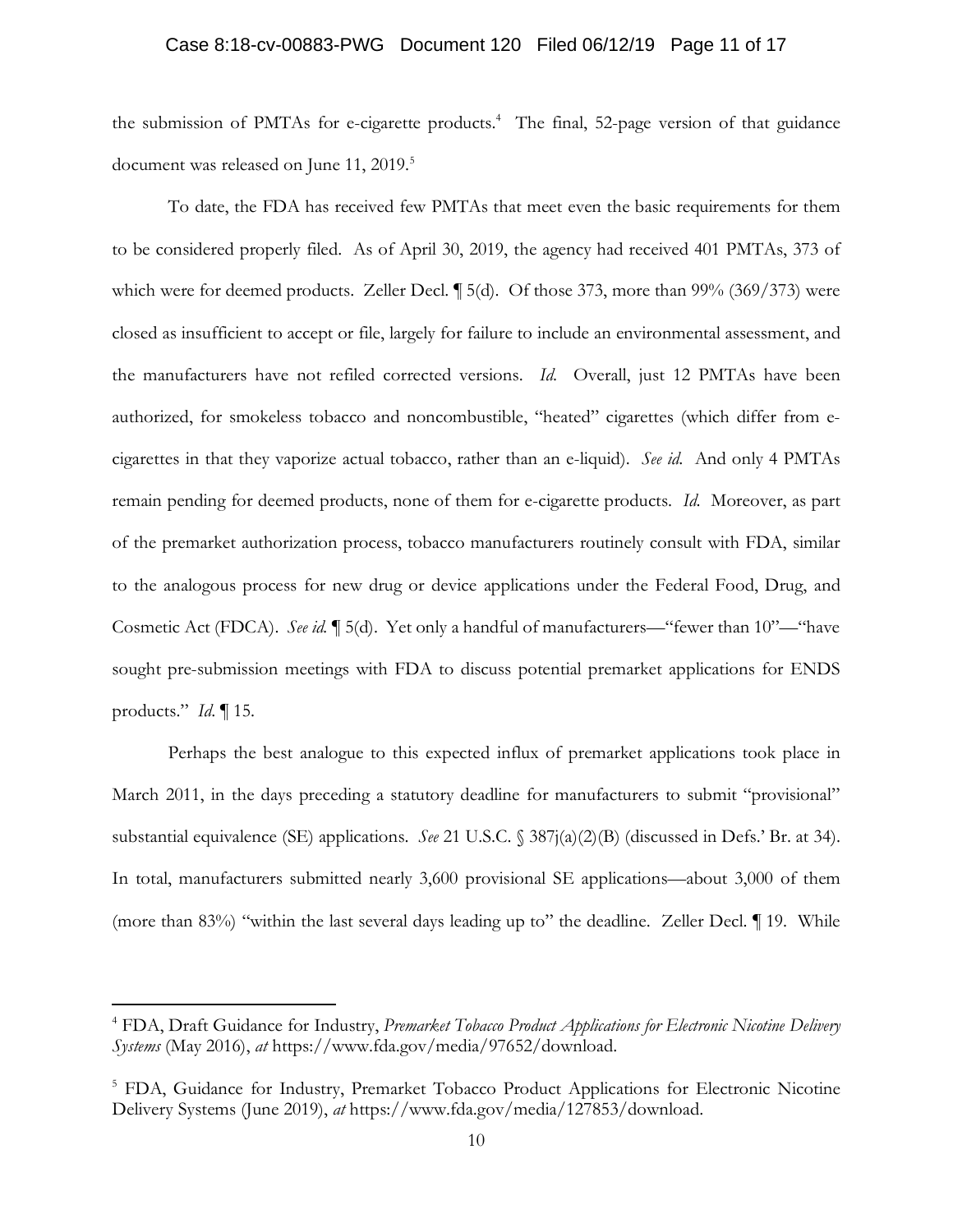the submission of PMTAs for e-cigarette products.[4] The final, 52-page version of that guidance document was released on June 11, 2019.[5]

To date, the FDA has received few PMTAs that meet even the basic requirements for them to be considered properly filed. As of April 30, 2019, the agency had received 401 PMTAs, 373 of which were for deemed products. Zeller Decl. ¶ 5(d). Of those 373, more than 99% (369/373) were closed as insufficient to accept or file, largely for failure to include an environmental assessment, and the manufacturers have not refiled corrected versions. *Id.* Overall, just 12 PMTAs have been authorized, for smokeless tobacco and noncombustible, "heated" cigarettes (which differ from e-cigarettes in that they vaporize actual tobacco, rather than an e-liquid). *See id.* And only 4 PMTAs remain pending for deemed products, none of them for e-cigarette products. *Id.* Moreover, as part of the premarket authorization process, tobacco manufacturers routinely consult with FDA, similar to the analogous process for new drug or device applications under the Federal Food, Drug, and Cosmetic Act (FDCA). *See id.* ¶ 5(d). Yet only a handful of manufacturers—"fewer than 10"—"have sought pre-submission meetings with FDA to discuss potential premarket applications for ENDS products." *Id.* ¶ 15.

Perhaps the best analogue to this expected influx of premarket applications took place in March 2011, in the days preceding a statutory deadline for manufacturers to submit "provisional" substantial equivalence (SE) applications. *See* 21 U.S.C. § 387j(a)(2)(B) (discussed in Defs.' Br. at 34). In total, manufacturers submitted nearly 3,600 provisional SE applications—about 3,000 of them (more than 83%) "within the last several days leading up to" the deadline. Zeller Decl. ¶ 19. While

---

[4] FDA, Draft Guidance for Industry, *Premarket Tobacco Product Applications for Electronic Nicotine Delivery Systems* (May 2016), *at* https://www.fda.gov/media/97652/download.

[5] FDA, Guidance for Industry, Premarket Tobacco Product Applications for Electronic Nicotine Delivery Systems (June 2019), *at* https://www.fda.gov/media/127853/download.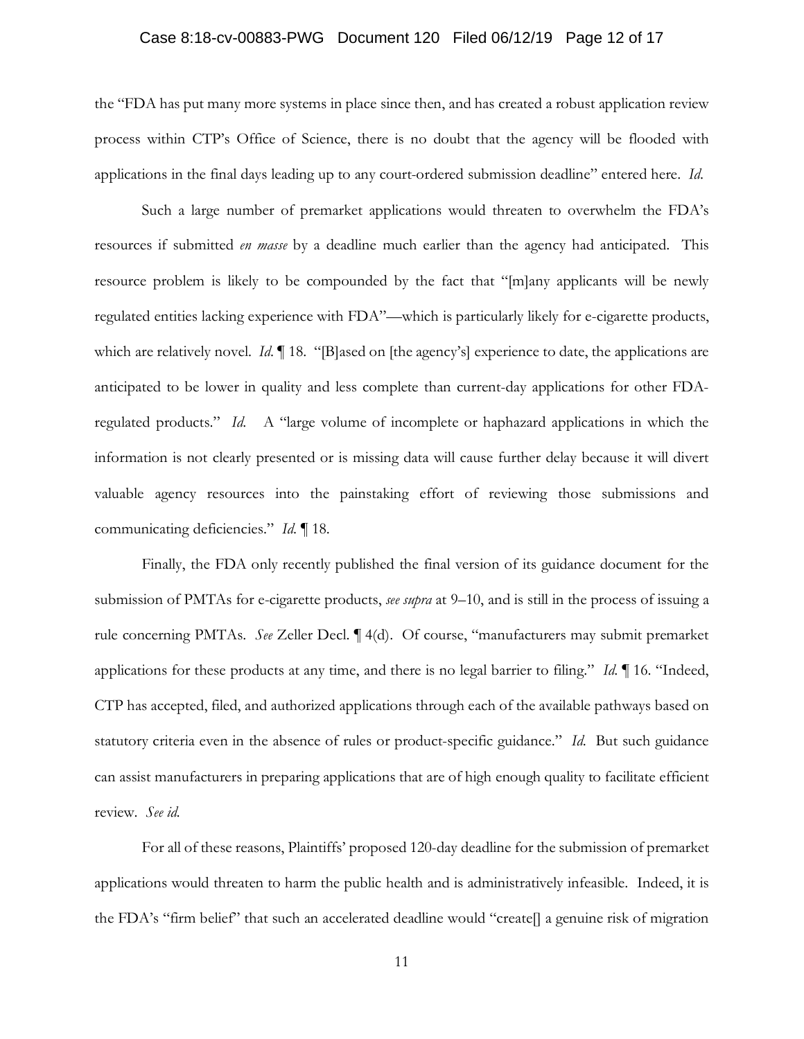the "FDA has put many more systems in place since then, and has created a robust application review process within CTP's Office of Science, there is no doubt that the agency will be flooded with applications in the final days leading up to any court-ordered submission deadline" entered here. *Id.*

Such a large number of premarket applications would threaten to overwhelm the FDA's resources if submitted *en masse* by a deadline much earlier than the agency had anticipated. This resource problem is likely to be compounded by the fact that "[m]any applicants will be newly regulated entities lacking experience with FDA"—which is particularly likely for e-cigarette products, which are relatively novel. *Id.* ¶ 18. "[B]ased on [the agency's] experience to date, the applications are anticipated to be lower in quality and less complete than current-day applications for other FDA-regulated products." *Id.* A "large volume of incomplete or haphazard applications in which the information is not clearly presented or is missing data will cause further delay because it will divert valuable agency resources into the painstaking effort of reviewing those submissions and communicating deficiencies." *Id.* ¶ 18.

Finally, the FDA only recently published the final version of its guidance document for the submission of PMTAs for e-cigarette products, *see supra* at 9–10, and is still in the process of issuing a rule concerning PMTAs. *See* Zeller Decl. ¶ 4(d). Of course, "manufacturers may submit premarket applications for these products at any time, and there is no legal barrier to filing." *Id.* ¶ 16. "Indeed, CTP has accepted, filed, and authorized applications through each of the available pathways based on statutory criteria even in the absence of rules or product-specific guidance." *Id.* But such guidance can assist manufacturers in preparing applications that are of high enough quality to facilitate efficient review. *See id.*

For all of these reasons, Plaintiffs' proposed 120-day deadline for the submission of premarket applications would threaten to harm the public health and is administratively infeasible. Indeed, it is the FDA's "firm belief" that such an accelerated deadline would "create[] a genuine risk of migration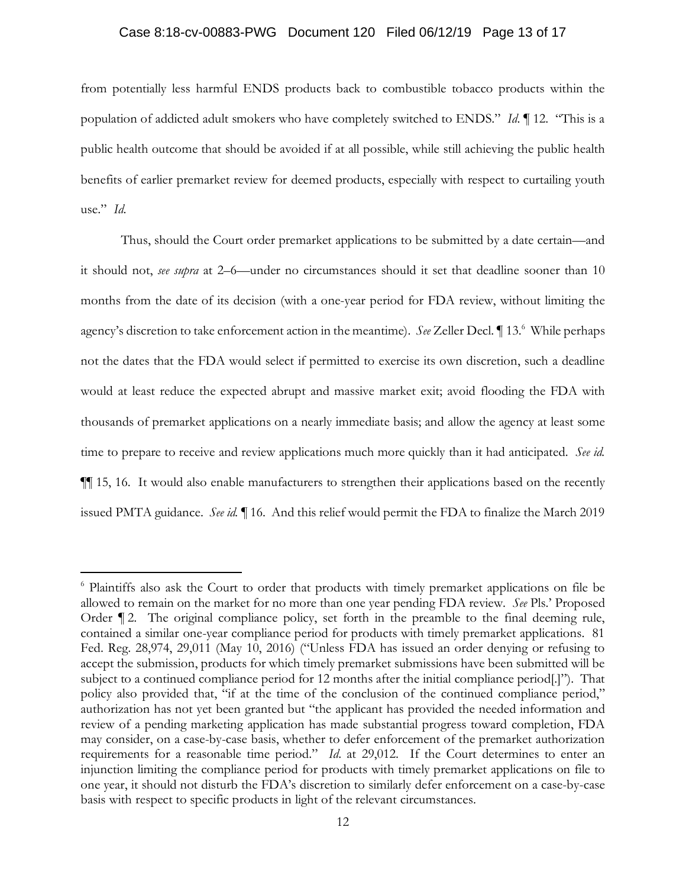from potentially less harmful ENDS products back to combustible tobacco products within the population of addicted adult smokers who have completely switched to ENDS." *Id.* ¶ 12. "This is a public health outcome that should be avoided if at all possible, while still achieving the public health benefits of earlier premarket review for deemed products, especially with respect to curtailing youth use." *Id.*

Thus, should the Court order premarket applications to be submitted by a date certain—and it should not, *see supra* at 2–6—under no circumstances should it set that deadline sooner than 10 months from the date of its decision (with a one-year period for FDA review, without limiting the agency's discretion to take enforcement action in the meantime). *See* Zeller Decl. ¶ 13.[6] While perhaps not the dates that the FDA would select if permitted to exercise its own discretion, such a deadline would at least reduce the expected abrupt and massive market exit; avoid flooding the FDA with thousands of premarket applications on a nearly immediate basis; and allow the agency at least some time to prepare to receive and review applications much more quickly than it had anticipated. *See id.* ¶¶ 15, 16. It would also enable manufacturers to strengthen their applications based on the recently issued PMTA guidance. *See id.* ¶ 16. And this relief would permit the FDA to finalize the March 2019

---

[6] Plaintiffs also ask the Court to order that products with timely premarket applications on file be allowed to remain on the market for no more than one year pending FDA review. *See* Pls.' Proposed Order ¶ 2. The original compliance policy, set forth in the preamble to the final deeming rule, contained a similar one-year compliance period for products with timely premarket applications. 81 Fed. Reg. 28,974, 29,011 (May 10, 2016) ("Unless FDA has issued an order denying or refusing to accept the submission, products for which timely premarket submissions have been submitted will be subject to a continued compliance period for 12 months after the initial compliance period[.]"). That policy also provided that, "if at the time of the conclusion of the continued compliance period," authorization has not yet been granted but "the applicant has provided the needed information and review of a pending marketing application has made substantial progress toward completion, FDA may consider, on a case-by-case basis, whether to defer enforcement of the premarket authorization requirements for a reasonable time period." *Id.* at 29,012. If the Court determines to enter an injunction limiting the compliance period for products with timely premarket applications on file to one year, it should not disturb the FDA's discretion to similarly defer enforcement on a case-by-case basis with respect to specific products in light of the relevant circumstances.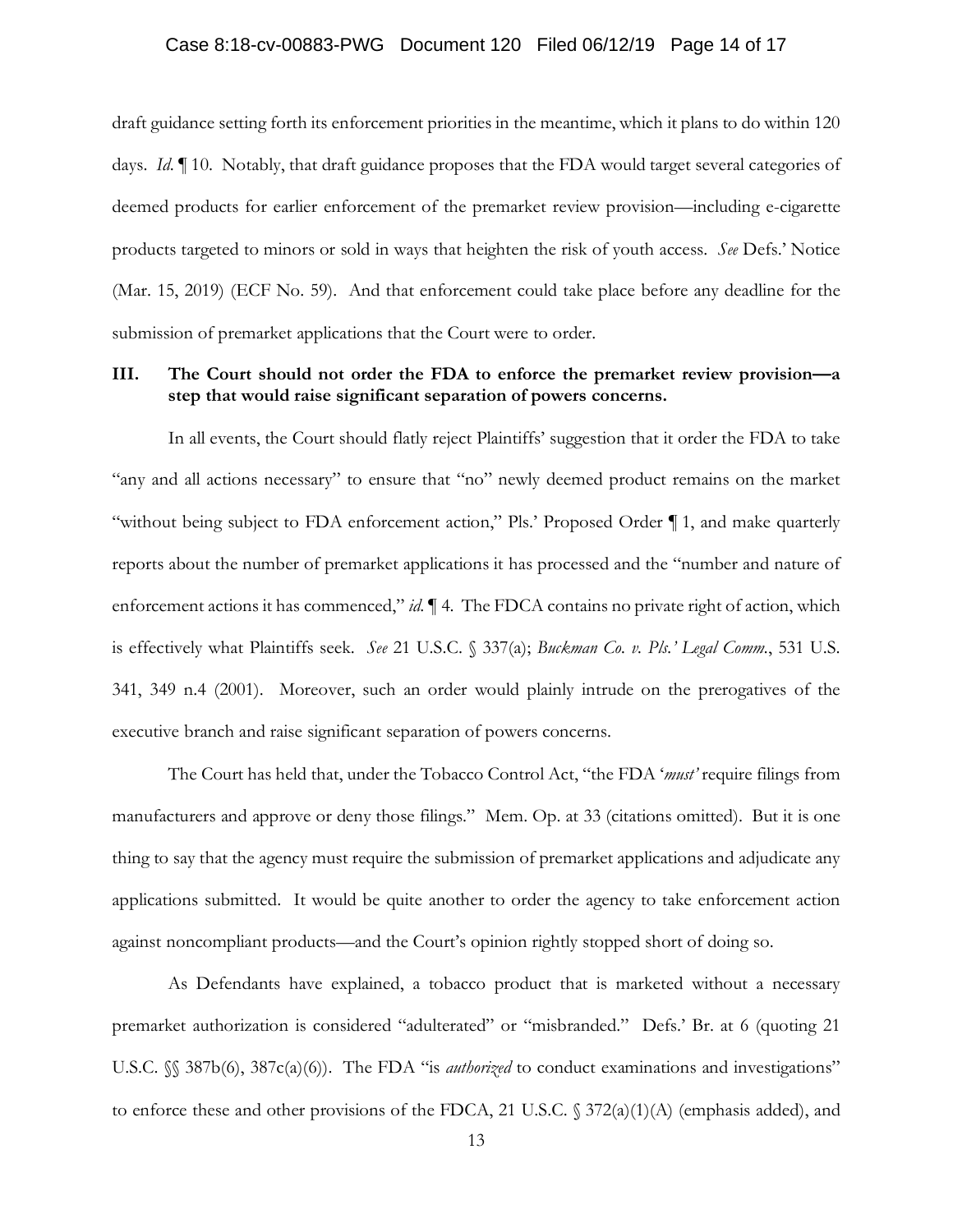draft guidance setting forth its enforcement priorities in the meantime, which it plans to do within 120 days. *Id.* ¶ 10. Notably, that draft guidance proposes that the FDA would target several categories of deemed products for earlier enforcement of the premarket review provision—including e-cigarette products targeted to minors or sold in ways that heighten the risk of youth access. *See* Defs.' Notice (Mar. 15, 2019) (ECF No. 59). And that enforcement could take place before any deadline for the submission of premarket applications that the Court were to order.

## III. The Court should not order the FDA to enforce the premarket review provision—a step that would raise significant separation of powers concerns.

In all events, the Court should flatly reject Plaintiffs' suggestion that it order the FDA to take "any and all actions necessary" to ensure that "no" newly deemed product remains on the market "without being subject to FDA enforcement action," Pls.' Proposed Order ¶ 1, and make quarterly reports about the number of premarket applications it has processed and the "number and nature of enforcement actions it has commenced," *id.* ¶ 4. The FDCA contains no private right of action, which is effectively what Plaintiffs seek. *See* 21 U.S.C. § 337(a); *Buckman Co. v. Pls.' Legal Comm.*, 531 U.S. 341, 349 n.4 (2001). Moreover, such an order would plainly intrude on the prerogatives of the executive branch and raise significant separation of powers concerns.

The Court has held that, under the Tobacco Control Act, "the FDA '*must*' require filings from manufacturers and approve or deny those filings." Mem. Op. at 33 (citations omitted). But it is one thing to say that the agency must require the submission of premarket applications and adjudicate any applications submitted. It would be quite another to order the agency to take enforcement action against noncompliant products—and the Court's opinion rightly stopped short of doing so.

As Defendants have explained, a tobacco product that is marketed without a necessary premarket authorization is considered "adulterated" or "misbranded." Defs.' Br. at 6 (quoting 21 U.S.C. §§ 387b(6), 387c(a)(6)). The FDA "is *authorized* to conduct examinations and investigations" to enforce these and other provisions of the FDCA, 21 U.S.C. § 372(a)(1)(A) (emphasis added), and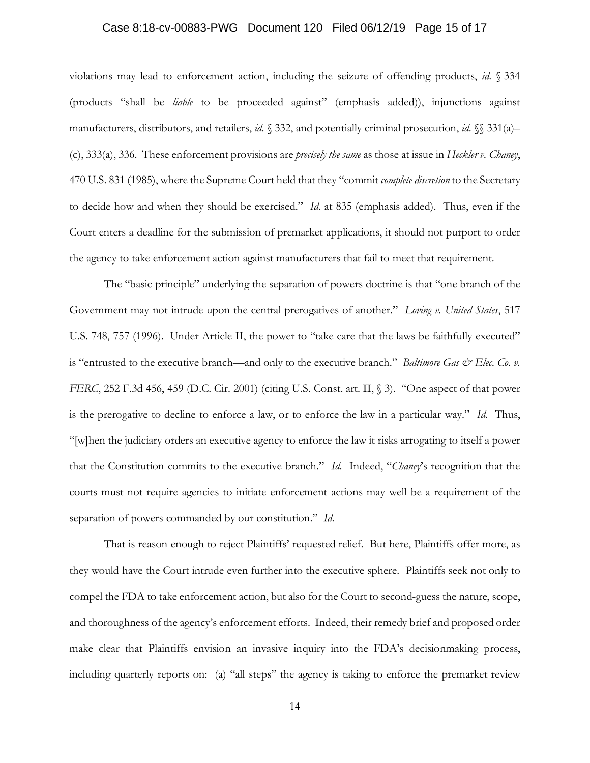violations may lead to enforcement action, including the seizure of offending products, *id.* § 334 (products "shall be *liable* to be proceeded against" (emphasis added)), injunctions against manufacturers, distributors, and retailers, *id.* § 332, and potentially criminal prosecution, *id.* §§ 331(a)–(c), 333(a), 336. These enforcement provisions are *precisely the same* as those at issue in *Heckler v. Chaney*, 470 U.S. 831 (1985), where the Supreme Court held that they "commit *complete discretion* to the Secretary to decide how and when they should be exercised." *Id.* at 835 (emphasis added). Thus, even if the Court enters a deadline for the submission of premarket applications, it should not purport to order the agency to take enforcement action against manufacturers that fail to meet that requirement.

The "basic principle" underlying the separation of powers doctrine is that "one branch of the Government may not intrude upon the central prerogatives of another." *Loving v. United States*, 517 U.S. 748, 757 (1996). Under Article II, the power to "take care that the laws be faithfully executed" is "entrusted to the executive branch—and only to the executive branch." *Baltimore Gas & Elec. Co. v. FERC*, 252 F.3d 456, 459 (D.C. Cir. 2001) (citing U.S. Const. art. II, § 3). "One aspect of that power is the prerogative to decline to enforce a law, or to enforce the law in a particular way." *Id.* Thus, "[w]hen the judiciary orders an executive agency to enforce the law it risks arrogating to itself a power that the Constitution commits to the executive branch." *Id.* Indeed, "*Chaney*'s recognition that the courts must not require agencies to initiate enforcement actions may well be a requirement of the separation of powers commanded by our constitution." *Id.*

That is reason enough to reject Plaintiffs' requested relief. But here, Plaintiffs offer more, as they would have the Court intrude even further into the executive sphere. Plaintiffs seek not only to compel the FDA to take enforcement action, but also for the Court to second-guess the nature, scope, and thoroughness of the agency's enforcement efforts. Indeed, their remedy brief and proposed order make clear that Plaintiffs envision an invasive inquiry into the FDA's decisionmaking process, including quarterly reports on: (a) "all steps" the agency is taking to enforce the premarket review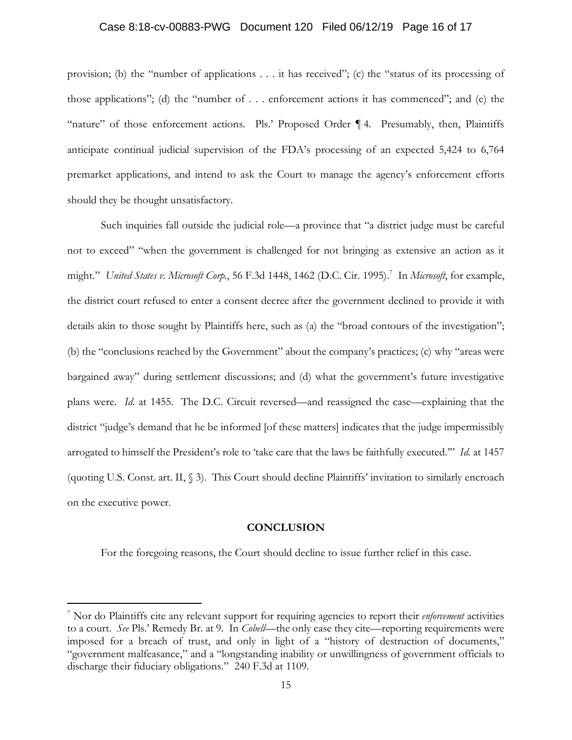provision; (b) the "number of applications . . . it has received"; (c) the "status of its processing of those applications"; (d) the "number of . . . enforcement actions it has commenced"; and (e) the "nature" of those enforcement actions. Pls.' Proposed Order ¶ 4. Presumably, then, Plaintiffs anticipate continual judicial supervision of the FDA's processing of an expected 5,424 to 6,764 premarket applications, and intend to ask the Court to manage the agency's enforcement efforts should they be thought unsatisfactory.

Such inquiries fall outside the judicial role—a province that "a district judge must be careful not to exceed" "when the government is challenged for not bringing as extensive an action as it might." *United States v. Microsoft Corp.*, 56 F.3d 1448, 1462 (D.C. Cir. 1995).[7] In *Microsoft*, for example, the district court refused to enter a consent decree after the government declined to provide it with details akin to those sought by Plaintiffs here, such as (a) the "broad contours of the investigation"; (b) the "conclusions reached by the Government" about the company's practices; (c) why "areas were bargained away" during settlement discussions; and (d) what the government's future investigative plans were. *Id.* at 1455. The D.C. Circuit reversed—and reassigned the case—explaining that the district "judge's demand that he be informed [of these matters] indicates that the judge impermissibly arrogated to himself the President's role to 'take care that the laws be faithfully executed.'" *Id.* at 1457 (quoting U.S. Const. art. II, § 3). This Court should decline Plaintiffs' invitation to similarly encroach on the executive power.

## CONCLUSION

For the foregoing reasons, the Court should decline to issue further relief in this case.

---

[7] Nor do Plaintiffs cite any relevant support for requiring agencies to report their *enforcement* activities to a court. *See* Pls.' Remedy Br. at 9. In *Cobell*—the only case they cite—reporting requirements were imposed for a breach of trust, and only in light of a "history of destruction of documents," "government malfeasance," and a "longstanding inability or unwillingness of government officials to discharge their fiduciary obligations." 240 F.3d at 1109.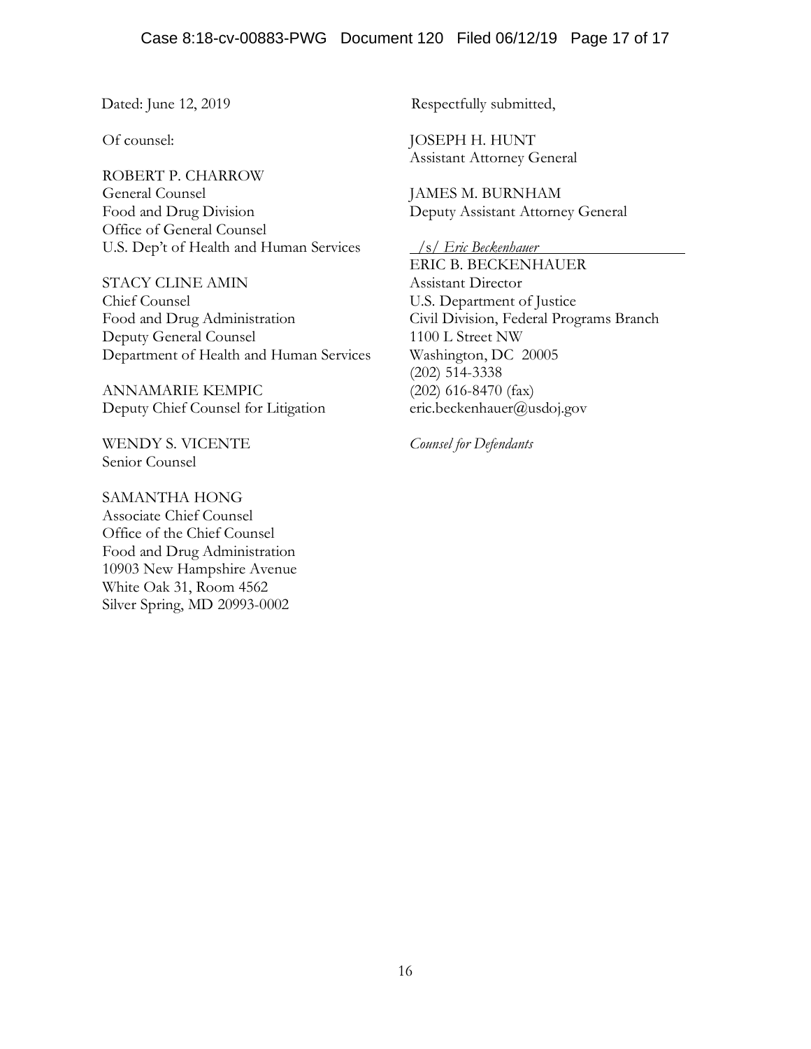Dated: June 12, 2019

Respectfully submitted,

Of counsel:

ROBERT P. CHARROW
General Counsel
Food and Drug Division
Office of General Counsel
U.S. Dep't of Health and Human Services

STACY CLINE AMIN
Chief Counsel
Food and Drug Administration
Deputy General Counsel
Department of Health and Human Services

ANNAMARIE KEMPIC
Deputy Chief Counsel for Litigation

WENDY S. VICENTE
Senior Counsel

SAMANTHA HONG
Associate Chief Counsel
Office of the Chief Counsel
Food and Drug Administration
10903 New Hampshire Avenue
White Oak 31, Room 4562
Silver Spring, MD 20993-0002

JOSEPH H. HUNT
Assistant Attorney General

JAMES M. BURNHAM
Deputy Assistant Attorney General

/s/ *Eric Beckenhauer*
ERIC B. BECKENHAUER
Assistant Director
U.S. Department of Justice
Civil Division, Federal Programs Branch
1100 L Street NW
Washington, DC 20005
(202) 514-3338
(202) 616-8470 (fax)
eric.beckenhauer@usdoj.gov

*Counsel for Defendants*